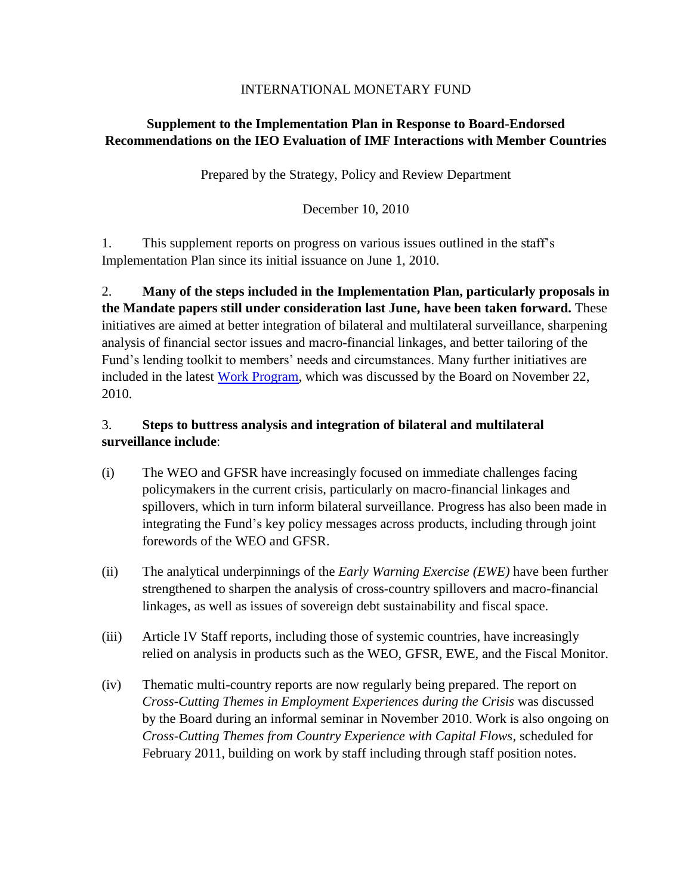INTERNATIONAL MONETARY FUND

**Supplement to the Implementation Plan in Response to Board-Endorsed Recommendations on the IEO Evaluation of IMF Interactions with Member Countries**

Prepared by the Strategy, Policy and Review Department

December 10, 2010

1. This supplement reports on progress on various issues outlined in the staff's Implementation Plan since its initial issuance on June 1, 2010.

2. **Many of the steps included in the Implementation Plan, particularly proposals in the Mandate papers still under consideration last June, have been taken forward.** These initiatives are aimed at better integration of bilateral and multilateral surveillance, sharpening analysis of financial sector issues and macro-financial linkages, and better tailoring of the Fund's lending toolkit to members' needs and circumstances. Many further initiatives are included in the latest Work Program, which was discussed by the Board on November 22, 2010.

3. **Steps to buttress analysis and integration of bilateral and multilateral surveillance include**:

(i) The WEO and GFSR have increasingly focused on immediate challenges facing policymakers in the current crisis, particularly on macro-financial linkages and spillovers, which in turn inform bilateral surveillance. Progress has also been made in integrating the Fund's key policy messages across products, including through joint forewords of the WEO and GFSR.

(ii) The analytical underpinnings of the *Early Warning Exercise (EWE)* have been further strengthened to sharpen the analysis of cross-country spillovers and macro-financial linkages, as well as issues of sovereign debt sustainability and fiscal space.

(iii) Article IV Staff reports, including those of systemic countries, have increasingly relied on analysis in products such as the WEO, GFSR, EWE, and the Fiscal Monitor.

(iv) Thematic multi-country reports are now regularly being prepared. The report on *Cross-Cutting Themes in Employment Experiences during the Crisis* was discussed by the Board during an informal seminar in November 2010. Work is also ongoing on *Cross-Cutting Themes from Country Experience with Capital Flows*, scheduled for February 2011, building on work by staff including through staff position notes.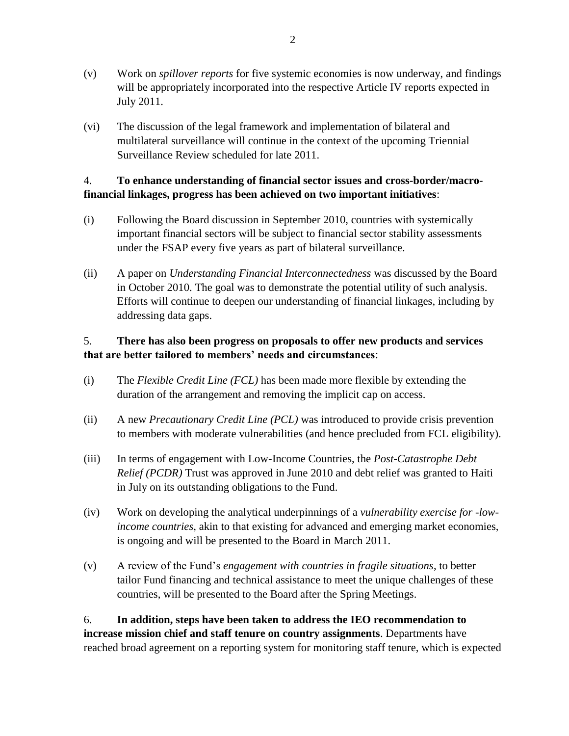(v) Work on *spillover reports* for five systemic economies is now underway, and findings will be appropriately incorporated into the respective Article IV reports expected in July 2011.

(vi) The discussion of the legal framework and implementation of bilateral and multilateral surveillance will continue in the context of the upcoming Triennial Surveillance Review scheduled for late 2011.

4. **To enhance understanding of financial sector issues and cross-border/macro-financial linkages, progress has been achieved on two important initiatives**:

(i) Following the Board discussion in September 2010, countries with systemically important financial sectors will be subject to financial sector stability assessments under the FSAP every five years as part of bilateral surveillance.

(ii) A paper on *Understanding Financial Interconnectedness* was discussed by the Board in October 2010. The goal was to demonstrate the potential utility of such analysis. Efforts will continue to deepen our understanding of financial linkages, including by addressing data gaps.

5. **There has also been progress on proposals to offer new products and services that are better tailored to members' needs and circumstances**:

(i) The *Flexible Credit Line (FCL)* has been made more flexible by extending the duration of the arrangement and removing the implicit cap on access.

(ii) A new *Precautionary Credit Line (PCL)* was introduced to provide crisis prevention to members with moderate vulnerabilities (and hence precluded from FCL eligibility).

(iii) In terms of engagement with Low-Income Countries, the *Post-Catastrophe Debt Relief (PCDR)* Trust was approved in June 2010 and debt relief was granted to Haiti in July on its outstanding obligations to the Fund.

(iv) Work on developing the analytical underpinnings of a *vulnerability exercise for -low-income countries,* akin to that existing for advanced and emerging market economies, is ongoing and will be presented to the Board in March 2011.

(v) A review of the Fund's *engagement with countries in fragile situations*, to better tailor Fund financing and technical assistance to meet the unique challenges of these countries, will be presented to the Board after the Spring Meetings.

6. **In addition, steps have been taken to address the IEO recommendation to increase mission chief and staff tenure on country assignments**. Departments have reached broad agreement on a reporting system for monitoring staff tenure, which is expected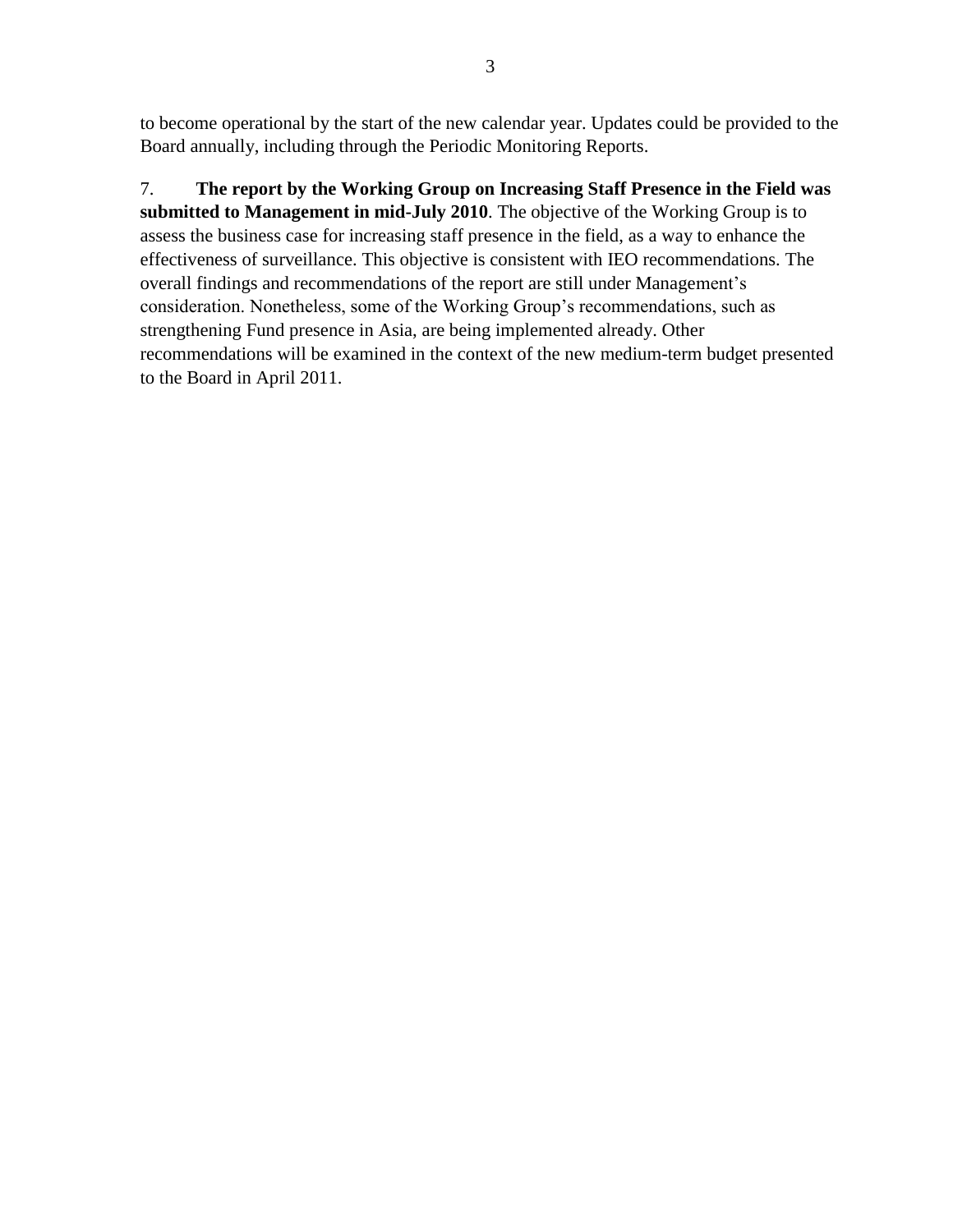to become operational by the start of the new calendar year. Updates could be provided to the Board annually, including through the Periodic Monitoring Reports.

7. **The report by the Working Group on Increasing Staff Presence in the Field was submitted to Management in mid-July 2010**. The objective of the Working Group is to assess the business case for increasing staff presence in the field, as a way to enhance the effectiveness of surveillance. This objective is consistent with IEO recommendations. The overall findings and recommendations of the report are still under Management's consideration. Nonetheless, some of the Working Group's recommendations, such as strengthening Fund presence in Asia, are being implemented already. Other recommendations will be examined in the context of the new medium-term budget presented to the Board in April 2011.